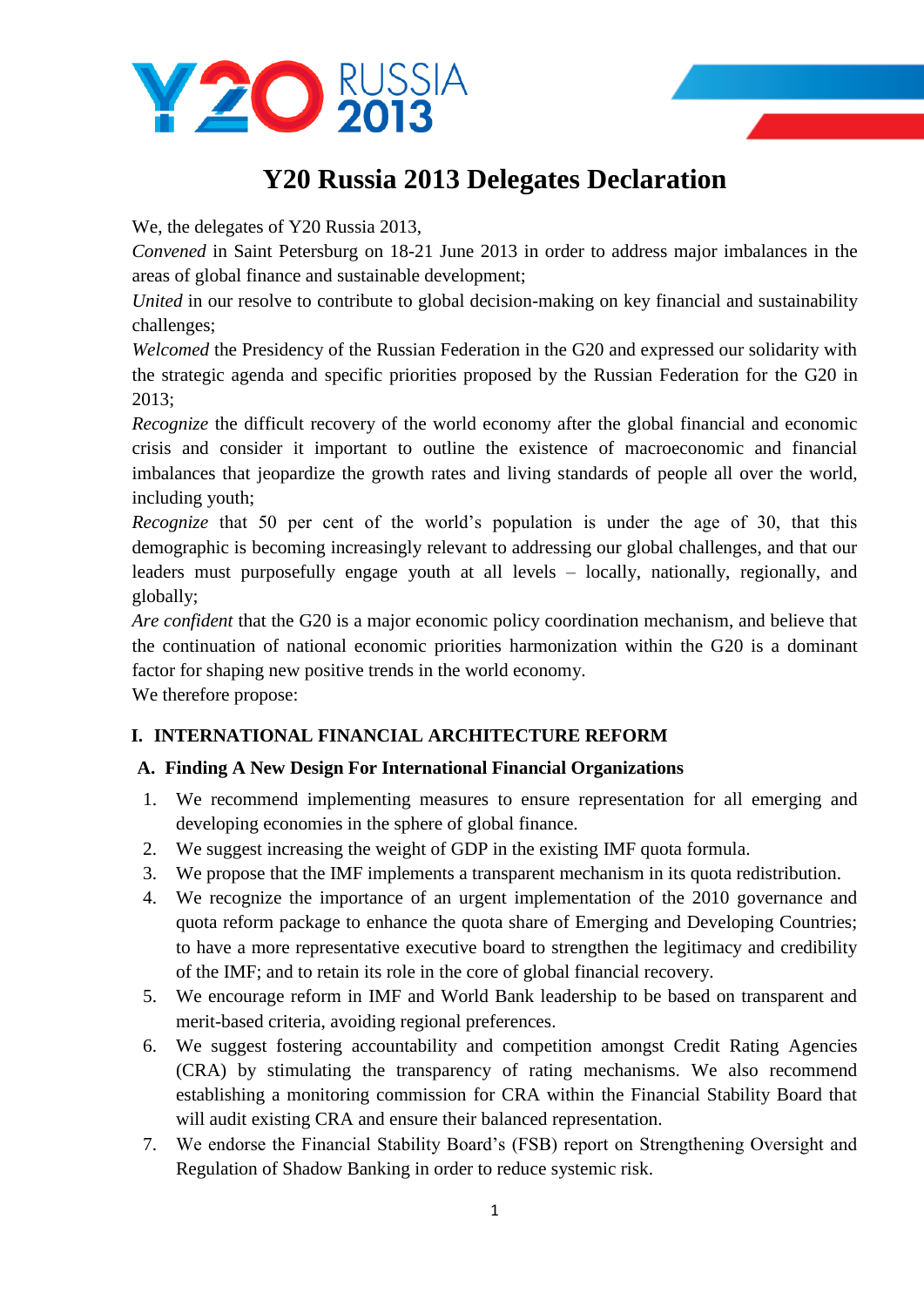# Y20 Russia 2013 Delegates Declaration

We, the delegates of Y20 Russia 2013,

*Convened* in Saint Petersburg on 18-21 June 2013 in order to address major imbalances in the areas of global finance and sustainable development;

*United* in our resolve to contribute to global decision-making on key financial and sustainability challenges;

*Welcomed* the Presidency of the Russian Federation in the G20 and expressed our solidarity with the strategic agenda and specific priorities proposed by the Russian Federation for the G20 in 2013;

*Recognize* the difficult recovery of the world economy after the global financial and economic crisis and consider it important to outline the existence of macroeconomic and financial imbalances that jeopardize the growth rates and living standards of people all over the world, including youth;

*Recognize* that 50 per cent of the world's population is under the age of 30, that this demographic is becoming increasingly relevant to addressing our global challenges, and that our leaders must purposefully engage youth at all levels – locally, nationally, regionally, and globally;

*Are confident* that the G20 is a major economic policy coordination mechanism, and believe that the continuation of national economic priorities harmonization within the G20 is a dominant factor for shaping new positive trends in the world economy.

We therefore propose:

## I. INTERNATIONAL FINANCIAL ARCHITECTURE REFORM

### A. Finding A New Design For International Financial Organizations

1. We recommend implementing measures to ensure representation for all emerging and developing economies in the sphere of global finance.
2. We suggest increasing the weight of GDP in the existing IMF quota formula.
3. We propose that the IMF implements a transparent mechanism in its quota redistribution.
4. We recognize the importance of an urgent implementation of the 2010 governance and quota reform package to enhance the quota share of Emerging and Developing Countries; to have a more representative executive board to strengthen the legitimacy and credibility of the IMF; and to retain its role in the core of global financial recovery.
5. We encourage reform in IMF and World Bank leadership to be based on transparent and merit-based criteria, avoiding regional preferences.
6. We suggest fostering accountability and competition amongst Credit Rating Agencies (CRA) by stimulating the transparency of rating mechanisms. We also recommend establishing a monitoring commission for CRA within the Financial Stability Board that will audit existing CRA and ensure their balanced representation.
7. We endorse the Financial Stability Board's (FSB) report on Strengthening Oversight and Regulation of Shadow Banking in order to reduce systemic risk.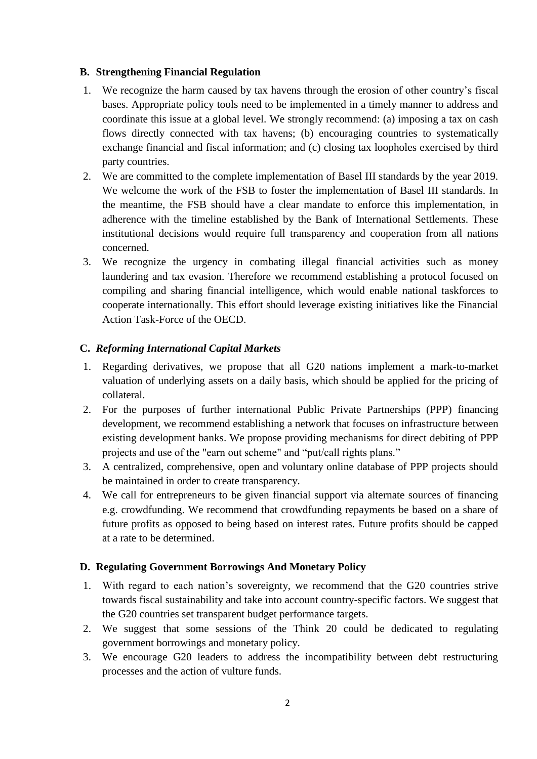## B. Strengthening Financial Regulation

1. We recognize the harm caused by tax havens through the erosion of other country's fiscal bases. Appropriate policy tools need to be implemented in a timely manner to address and coordinate this issue at a global level. We strongly recommend: (a) imposing a tax on cash flows directly connected with tax havens; (b) encouraging countries to systematically exchange financial and fiscal information; and (c) closing tax loopholes exercised by third party countries.
2. We are committed to the complete implementation of Basel III standards by the year 2019. We welcome the work of the FSB to foster the implementation of Basel III standards. In the meantime, the FSB should have a clear mandate to enforce this implementation, in adherence with the timeline established by the Bank of International Settlements. These institutional decisions would require full transparency and cooperation from all nations concerned.
3. We recognize the urgency in combating illegal financial activities such as money laundering and tax evasion. Therefore we recommend establishing a protocol focused on compiling and sharing financial intelligence, which would enable national taskforces to cooperate internationally. This effort should leverage existing initiatives like the Financial Action Task-Force of the OECD.

## C. *Reforming International Capital Markets*

1. Regarding derivatives, we propose that all G20 nations implement a mark-to-market valuation of underlying assets on a daily basis, which should be applied for the pricing of collateral.
2. For the purposes of further international Public Private Partnerships (PPP) financing development, we recommend establishing a network that focuses on infrastructure between existing development banks. We propose providing mechanisms for direct debiting of PPP projects and use of the "earn out scheme" and "put/call rights plans."
3. A centralized, comprehensive, open and voluntary online database of PPP projects should be maintained in order to create transparency.
4. We call for entrepreneurs to be given financial support via alternate sources of financing e.g. crowdfunding. We recommend that crowdfunding repayments be based on a share of future profits as opposed to being based on interest rates. Future profits should be capped at a rate to be determined.

## D. Regulating Government Borrowings And Monetary Policy

1. With regard to each nation's sovereignty, we recommend that the G20 countries strive towards fiscal sustainability and take into account country-specific factors. We suggest that the G20 countries set transparent budget performance targets.
2. We suggest that some sessions of the Think 20 could be dedicated to regulating government borrowings and monetary policy.
3. We encourage G20 leaders to address the incompatibility between debt restructuring processes and the action of vulture funds.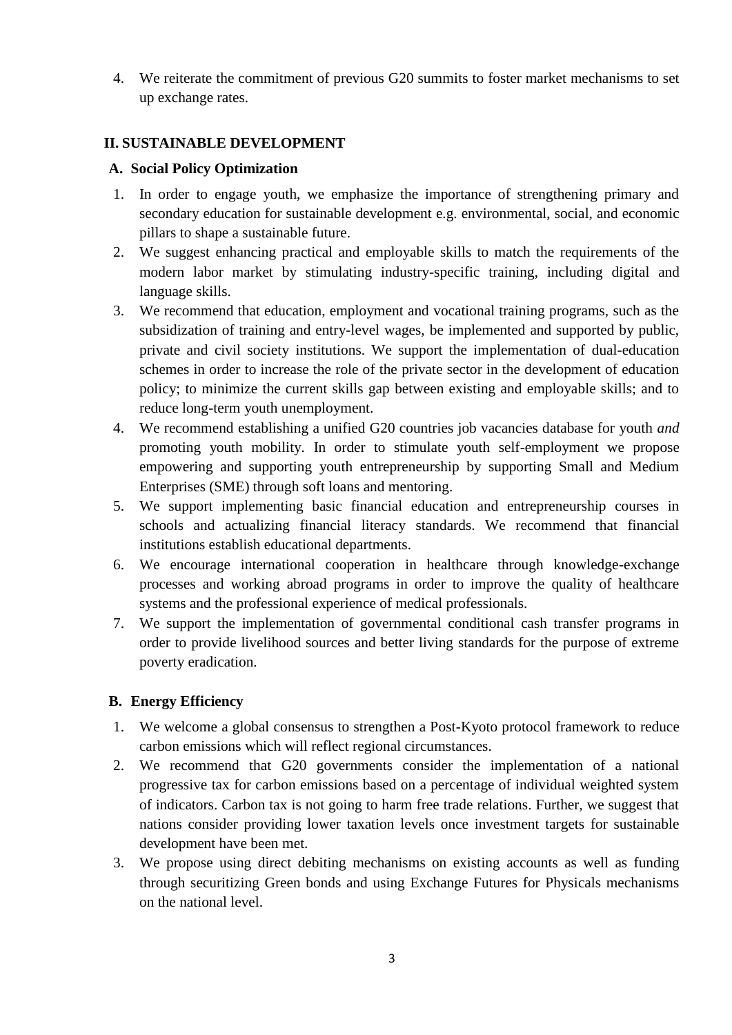4. We reiterate the commitment of previous G20 summits to foster market mechanisms to set up exchange rates.

## II. SUSTAINABLE DEVELOPMENT

### A. Social Policy Optimization

1. In order to engage youth, we emphasize the importance of strengthening primary and secondary education for sustainable development e.g. environmental, social, and economic pillars to shape a sustainable future.
2. We suggest enhancing practical and employable skills to match the requirements of the modern labor market by stimulating industry-specific training, including digital and language skills.
3. We recommend that education, employment and vocational training programs, such as the subsidization of training and entry-level wages, be implemented and supported by public, private and civil society institutions. We support the implementation of dual-education schemes in order to increase the role of the private sector in the development of education policy; to minimize the current skills gap between existing and employable skills; and to reduce long-term youth unemployment.
4. We recommend establishing a unified G20 countries job vacancies database for youth *and* promoting youth mobility. In order to stimulate youth self-employment we propose empowering and supporting youth entrepreneurship by supporting Small and Medium Enterprises (SME) through soft loans and mentoring.
5. We support implementing basic financial education and entrepreneurship courses in schools and actualizing financial literacy standards. We recommend that financial institutions establish educational departments.
6. We encourage international cooperation in healthcare through knowledge-exchange processes and working abroad programs in order to improve the quality of healthcare systems and the professional experience of medical professionals.
7. We support the implementation of governmental conditional cash transfer programs in order to provide livelihood sources and better living standards for the purpose of extreme poverty eradication.

### B. Energy Efficiency

1. We welcome a global consensus to strengthen a Post-Kyoto protocol framework to reduce carbon emissions which will reflect regional circumstances.
2. We recommend that G20 governments consider the implementation of a national progressive tax for carbon emissions based on a percentage of individual weighted system of indicators. Carbon tax is not going to harm free trade relations. Further, we suggest that nations consider providing lower taxation levels once investment targets for sustainable development have been met.
3. We propose using direct debiting mechanisms on existing accounts as well as funding through securitizing Green bonds and using Exchange Futures for Physicals mechanisms on the national level.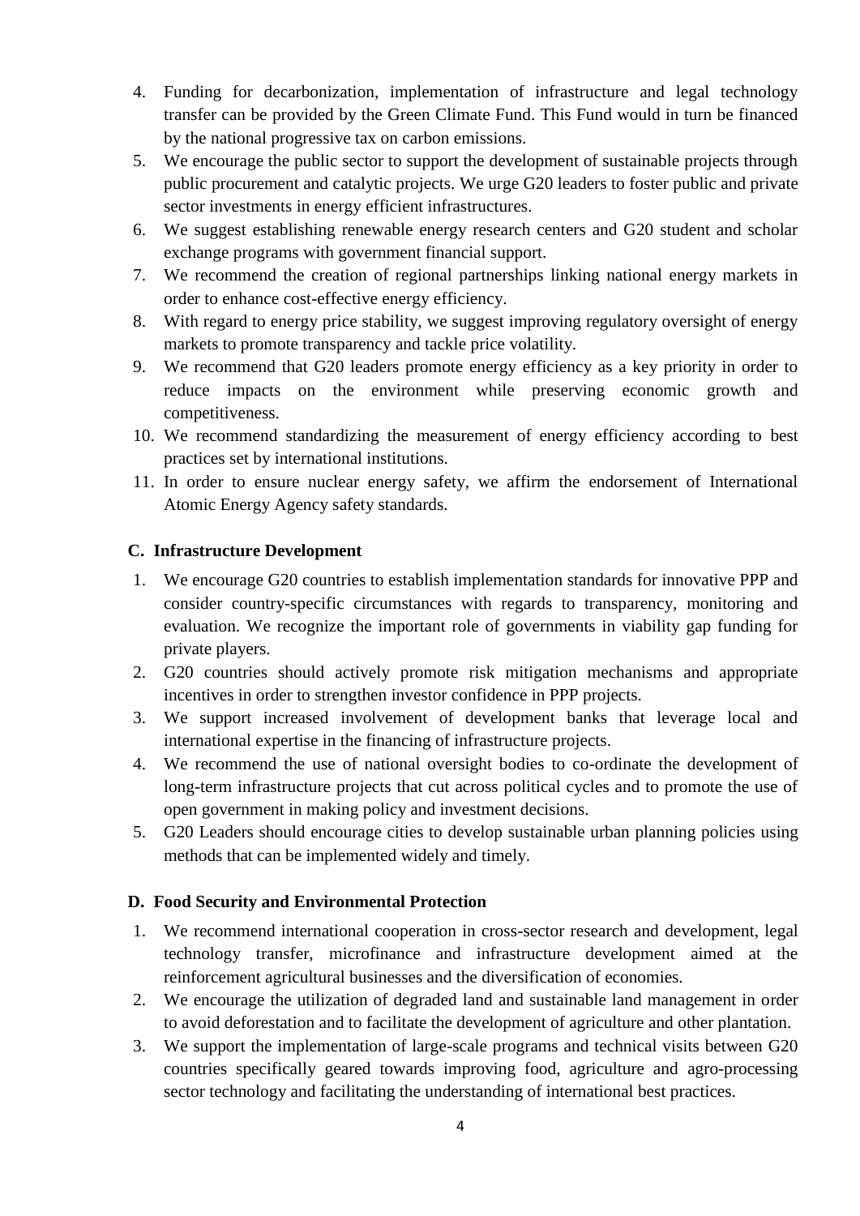4. Funding for decarbonization, implementation of infrastructure and legal technology transfer can be provided by the Green Climate Fund. This Fund would in turn be financed by the national progressive tax on carbon emissions.
5. We encourage the public sector to support the development of sustainable projects through public procurement and catalytic projects. We urge G20 leaders to foster public and private sector investments in energy efficient infrastructures.
6. We suggest establishing renewable energy research centers and G20 student and scholar exchange programs with government financial support.
7. We recommend the creation of regional partnerships linking national energy markets in order to enhance cost-effective energy efficiency.
8. With regard to energy price stability, we suggest improving regulatory oversight of energy markets to promote transparency and tackle price volatility.
9. We recommend that G20 leaders promote energy efficiency as a key priority in order to reduce impacts on the environment while preserving economic growth and competitiveness.
10. We recommend standardizing the measurement of energy efficiency according to best practices set by international institutions.
11. In order to ensure nuclear energy safety, we affirm the endorsement of International Atomic Energy Agency safety standards.

### C. Infrastructure Development

1. We encourage G20 countries to establish implementation standards for innovative PPP and consider country-specific circumstances with regards to transparency, monitoring and evaluation. We recognize the important role of governments in viability gap funding for private players.
2. G20 countries should actively promote risk mitigation mechanisms and appropriate incentives in order to strengthen investor confidence in PPP projects.
3. We support increased involvement of development banks that leverage local and international expertise in the financing of infrastructure projects.
4. We recommend the use of national oversight bodies to co-ordinate the development of long-term infrastructure projects that cut across political cycles and to promote the use of open government in making policy and investment decisions.
5. G20 Leaders should encourage cities to develop sustainable urban planning policies using methods that can be implemented widely and timely.

### D. Food Security and Environmental Protection

1. We recommend international cooperation in cross-sector research and development, legal technology transfer, microfinance and infrastructure development aimed at the reinforcement agricultural businesses and the diversification of economies.
2. We encourage the utilization of degraded land and sustainable land management in order to avoid deforestation and to facilitate the development of agriculture and other plantation.
3. We support the implementation of large-scale programs and technical visits between G20 countries specifically geared towards improving food, agriculture and agro-processing sector technology and facilitating the understanding of international best practices.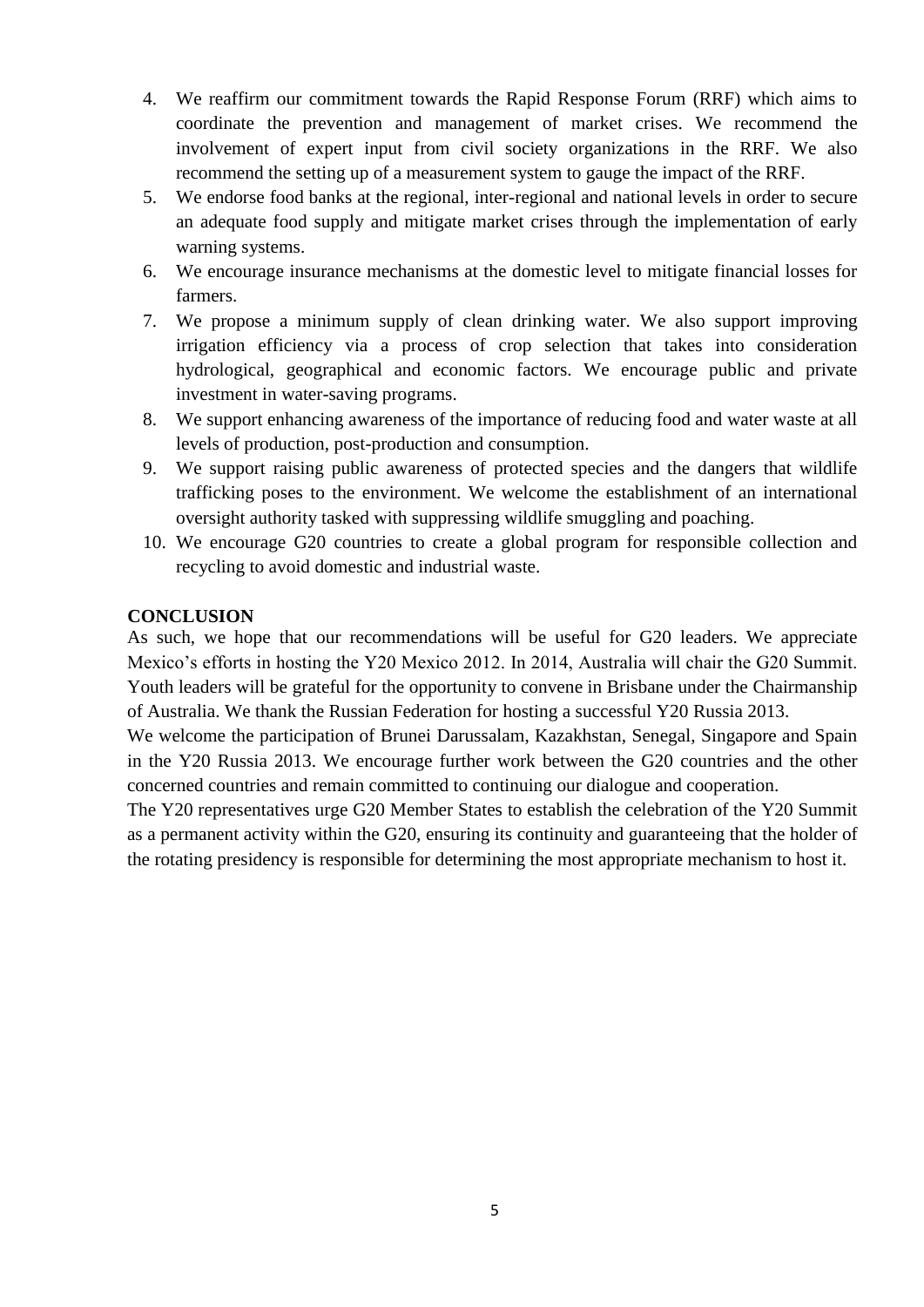4. We reaffirm our commitment towards the Rapid Response Forum (RRF) which aims to coordinate the prevention and management of market crises. We recommend the involvement of expert input from civil society organizations in the RRF. We also recommend the setting up of a measurement system to gauge the impact of the RRF.
5. We endorse food banks at the regional, inter-regional and national levels in order to secure an adequate food supply and mitigate market crises through the implementation of early warning systems.
6. We encourage insurance mechanisms at the domestic level to mitigate financial losses for farmers.
7. We propose a minimum supply of clean drinking water. We also support improving irrigation efficiency via a process of crop selection that takes into consideration hydrological, geographical and economic factors. We encourage public and private investment in water-saving programs.
8. We support enhancing awareness of the importance of reducing food and water waste at all levels of production, post-production and consumption.
9. We support raising public awareness of protected species and the dangers that wildlife trafficking poses to the environment. We welcome the establishment of an international oversight authority tasked with suppressing wildlife smuggling and poaching.
10. We encourage G20 countries to create a global program for responsible collection and recycling to avoid domestic and industrial waste.

**CONCLUSION**

As such, we hope that our recommendations will be useful for G20 leaders. We appreciate Mexico's efforts in hosting the Y20 Mexico 2012. In 2014, Australia will chair the G20 Summit. Youth leaders will be grateful for the opportunity to convene in Brisbane under the Chairmanship of Australia. We thank the Russian Federation for hosting a successful Y20 Russia 2013.

We welcome the participation of Brunei Darussalam, Kazakhstan, Senegal, Singapore and Spain in the Y20 Russia 2013. We encourage further work between the G20 countries and the other concerned countries and remain committed to continuing our dialogue and cooperation.

The Y20 representatives urge G20 Member States to establish the celebration of the Y20 Summit as a permanent activity within the G20, ensuring its continuity and guaranteeing that the holder of the rotating presidency is responsible for determining the most appropriate mechanism to host it.